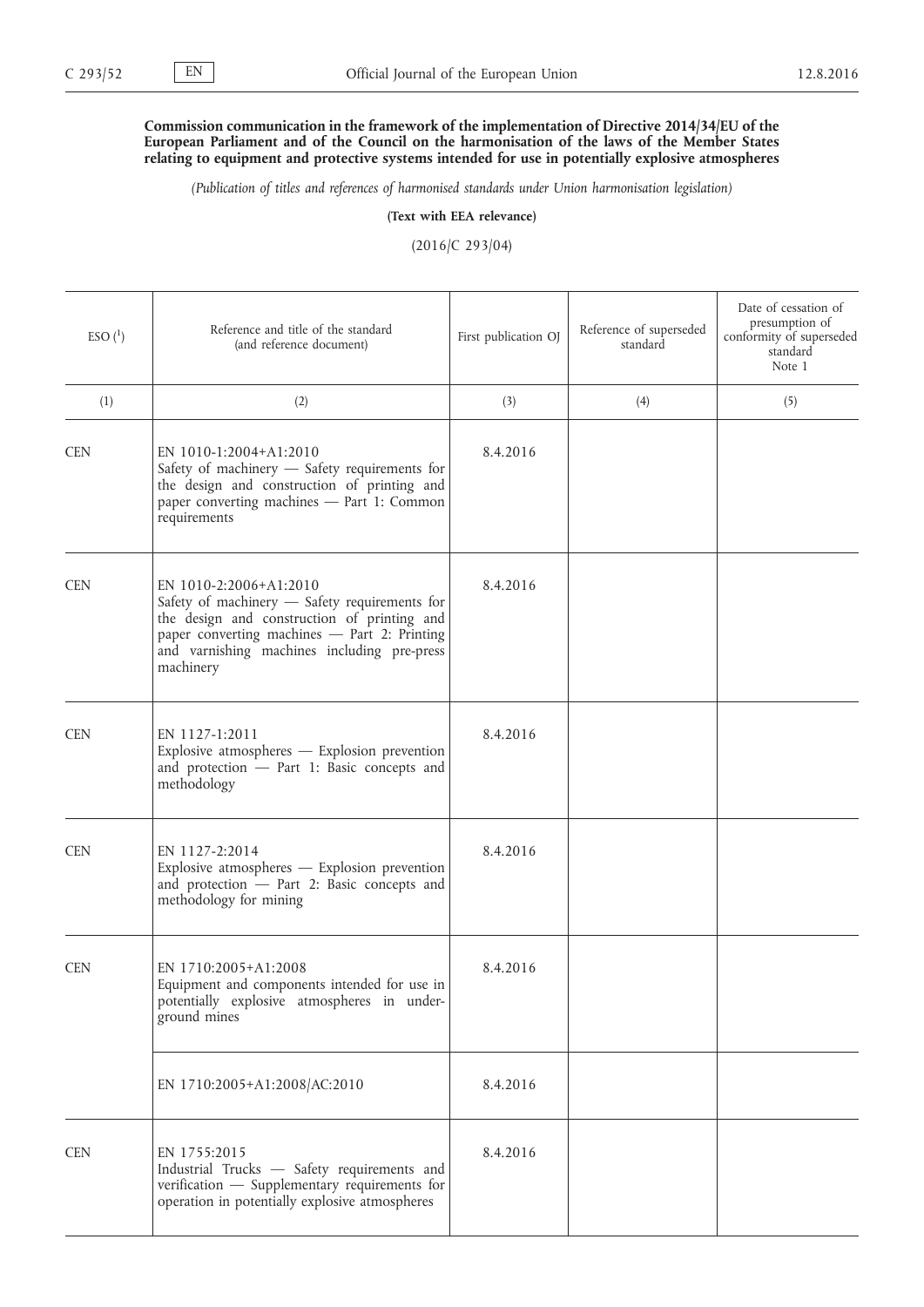**Commission communication in the framework of the implementation of Directive 2014/34/EU of the European Parliament and of the Council on the harmonisation of the laws of the Member States relating to equipment and protective systems intended for use in potentially explosive atmospheres**

*(Publication of titles and references of harmonised standards under Union harmonisation legislation)*

**(Text with EEA relevance)**

(2016/C 293/04)

| ESO [1] | Reference and title of the standard (and reference document) | First publication OJ | Reference of superseded standard | Date of cessation of presumption of conformity of superseded standard Note 1 |
|---|---|---|---|---|
| (1) | (2) | (3) | (4) | (5) |
| CEN | EN 1010-1:2004+A1:2010<br>Safety of machinery — Safety requirements for the design and construction of printing and paper converting machines — Part 1: Common requirements | 8.4.2016 | | |
| CEN | EN 1010-2:2006+A1:2010<br>Safety of machinery — Safety requirements for the design and construction of printing and paper converting machines — Part 2: Printing and varnishing machines including pre-press machinery | 8.4.2016 | | |
| CEN | EN 1127-1:2011<br>Explosive atmospheres — Explosion prevention and protection — Part 1: Basic concepts and methodology | 8.4.2016 | | |
| CEN | EN 1127-2:2014<br>Explosive atmospheres — Explosion prevention and protection — Part 2: Basic concepts and methodology for mining | 8.4.2016 | | |
| CEN | EN 1710:2005+A1:2008<br>Equipment and components intended for use in potentially explosive atmospheres in underground mines | 8.4.2016 | | |
| | EN 1710:2005+A1:2008/AC:2010 | 8.4.2016 | | |
| CEN | EN 1755:2015<br>Industrial Trucks — Safety requirements and verification — Supplementary requirements for operation in potentially explosive atmospheres | 8.4.2016 | | |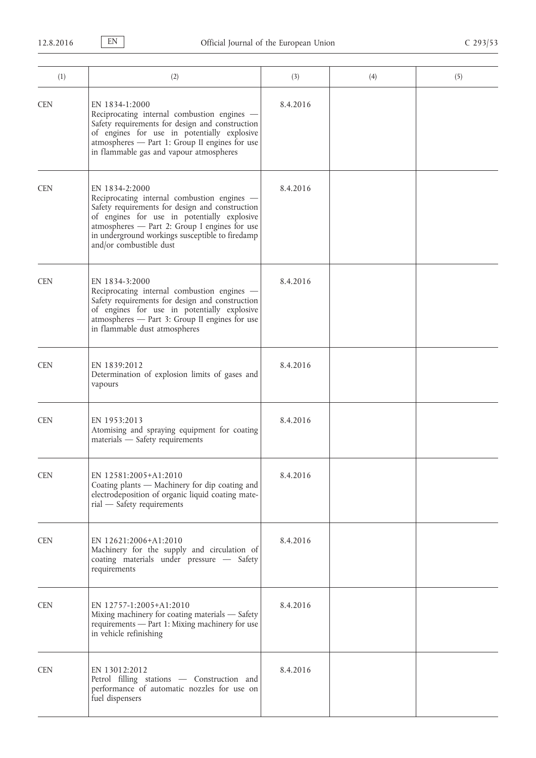| (1) | (2) | (3) | (4) | (5) |
|---|---|---|---|---|
| CEN | EN 1834-1:2000<br>Reciprocating internal combustion engines — Safety requirements for design and construction of engines for use in potentially explosive atmospheres — Part 1: Group II engines for use in flammable gas and vapour atmospheres | 8.4.2016 | | |
| CEN | EN 1834-2:2000<br>Reciprocating internal combustion engines — Safety requirements for design and construction of engines for use in potentially explosive atmospheres — Part 2: Group I engines for use in underground workings susceptible to firedamp and/or combustible dust | 8.4.2016 | | |
| CEN | EN 1834-3:2000<br>Reciprocating internal combustion engines — Safety requirements for design and construction of engines for use in potentially explosive atmospheres — Part 3: Group II engines for use in flammable dust atmospheres | 8.4.2016 | | |
| CEN | EN 1839:2012<br>Determination of explosion limits of gases and vapours | 8.4.2016 | | |
| CEN | EN 1953:2013<br>Atomising and spraying equipment for coating materials — Safety requirements | 8.4.2016 | | |
| CEN | EN 12581:2005+A1:2010<br>Coating plants — Machinery for dip coating and electrodeposition of organic liquid coating material — Safety requirements | 8.4.2016 | | |
| CEN | EN 12621:2006+A1:2010<br>Machinery for the supply and circulation of coating materials under pressure — Safety requirements | 8.4.2016 | | |
| CEN | EN 12757-1:2005+A1:2010<br>Mixing machinery for coating materials — Safety requirements — Part 1: Mixing machinery for use in vehicle refinishing | 8.4.2016 | | |
| CEN | EN 13012:2012<br>Petrol filling stations — Construction and performance of automatic nozzles for use on fuel dispensers | 8.4.2016 | | |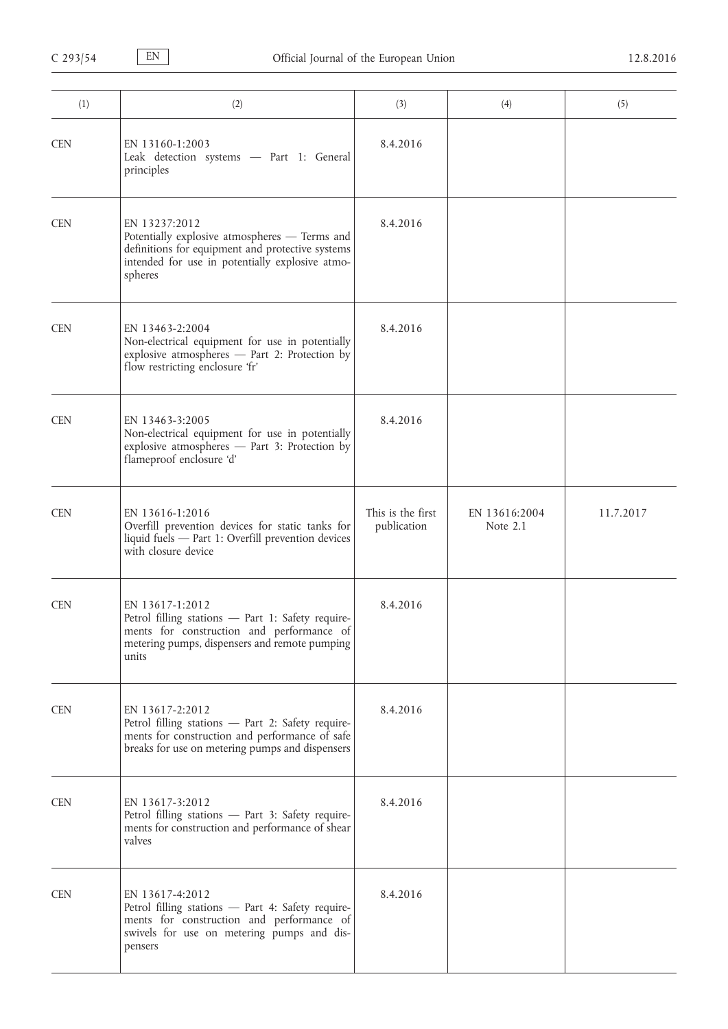| (1) | (2) | (3) | (4) | (5) |
|---|---|---|---|---|
| CEN | EN 13160-1:2003<br>Leak detection systems — Part 1: General principles | 8.4.2016 | | |
| CEN | EN 13237:2012<br>Potentially explosive atmospheres — Terms and definitions for equipment and protective systems intended for use in potentially explosive atmospheres | 8.4.2016 | | |
| CEN | EN 13463-2:2004<br>Non-electrical equipment for use in potentially explosive atmospheres — Part 2: Protection by flow restricting enclosure 'fr' | 8.4.2016 | | |
| CEN | EN 13463-3:2005<br>Non-electrical equipment for use in potentially explosive atmospheres — Part 3: Protection by flameproof enclosure 'd' | 8.4.2016 | | |
| CEN | EN 13616-1:2016<br>Overfill prevention devices for static tanks for liquid fuels — Part 1: Overfill prevention devices with closure device | This is the first publication | EN 13616:2004<br>Note 2.1 | 11.7.2017 |
| CEN | EN 13617-1:2012<br>Petrol filling stations — Part 1: Safety requirements for construction and performance of metering pumps, dispensers and remote pumping units | 8.4.2016 | | |
| CEN | EN 13617-2:2012<br>Petrol filling stations — Part 2: Safety requirements for construction and performance of safe breaks for use on metering pumps and dispensers | 8.4.2016 | | |
| CEN | EN 13617-3:2012<br>Petrol filling stations — Part 3: Safety requirements for construction and performance of shear valves | 8.4.2016 | | |
| CEN | EN 13617-4:2012<br>Petrol filling stations — Part 4: Safety requirements for construction and performance of swivels for use on metering pumps and dispensers | 8.4.2016 | | |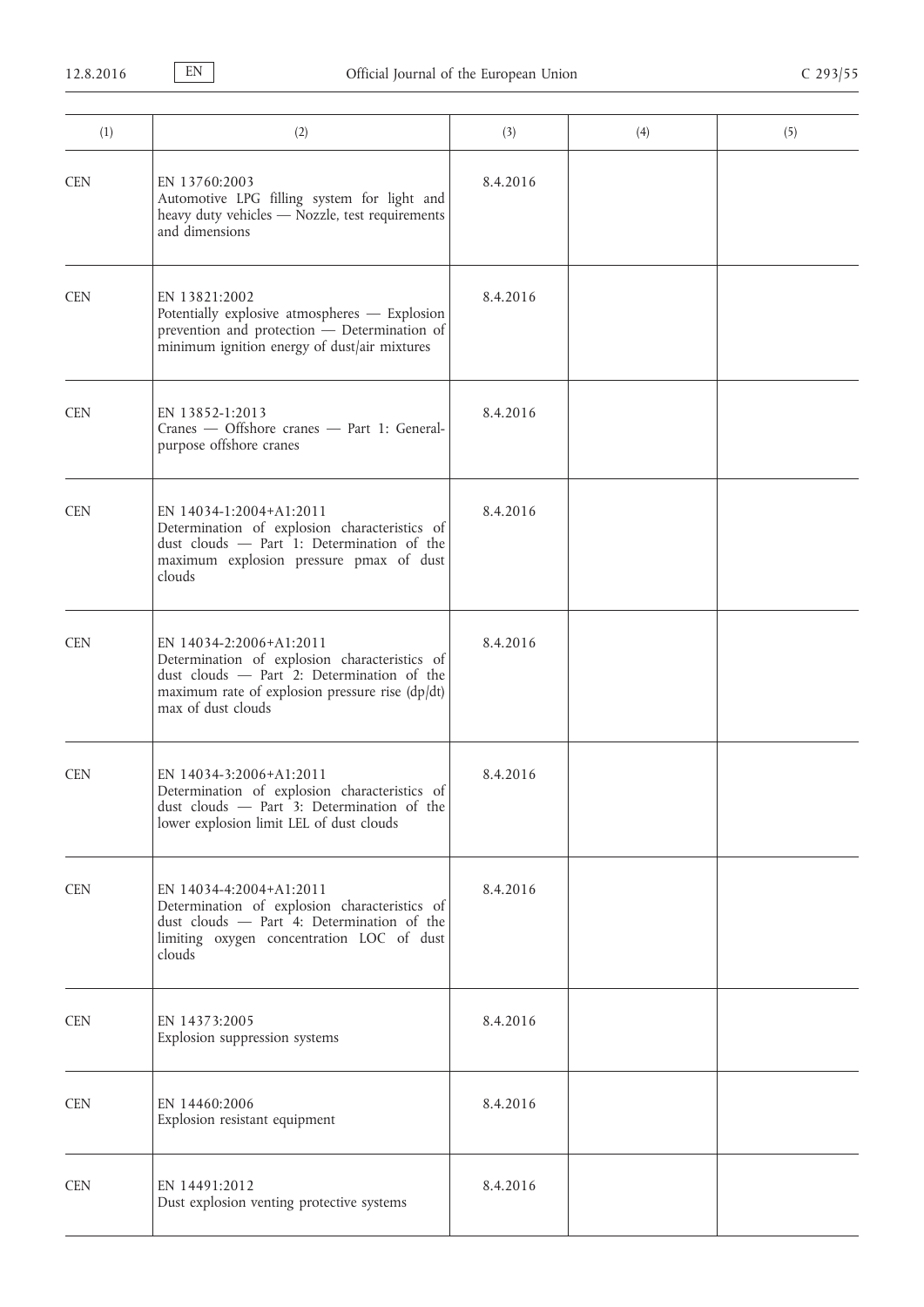| (1) | (2) | (3) | (4) | (5) |
|---|---|---|---|---|
| CEN | EN 13760:2003<br>Automotive LPG filling system for light and heavy duty vehicles — Nozzle, test requirements and dimensions | 8.4.2016 | | |
| CEN | EN 13821:2002<br>Potentially explosive atmospheres — Explosion prevention and protection — Determination of minimum ignition energy of dust/air mixtures | 8.4.2016 | | |
| CEN | EN 13852-1:2013<br>Cranes — Offshore cranes — Part 1: General-purpose offshore cranes | 8.4.2016 | | |
| CEN | EN 14034-1:2004+A1:2011<br>Determination of explosion characteristics of dust clouds — Part 1: Determination of the maximum explosion pressure pmax of dust clouds | 8.4.2016 | | |
| CEN | EN 14034-2:2006+A1:2011<br>Determination of explosion characteristics of dust clouds — Part 2: Determination of the maximum rate of explosion pressure rise (dp/dt) max of dust clouds | 8.4.2016 | | |
| CEN | EN 14034-3:2006+A1:2011<br>Determination of explosion characteristics of dust clouds — Part 3: Determination of the lower explosion limit LEL of dust clouds | 8.4.2016 | | |
| CEN | EN 14034-4:2004+A1:2011<br>Determination of explosion characteristics of dust clouds — Part 4: Determination of the limiting oxygen concentration LOC of dust clouds | 8.4.2016 | | |
| CEN | EN 14373:2005<br>Explosion suppression systems | 8.4.2016 | | |
| CEN | EN 14460:2006<br>Explosion resistant equipment | 8.4.2016 | | |
| CEN | EN 14491:2012<br>Dust explosion venting protective systems | 8.4.2016 | | |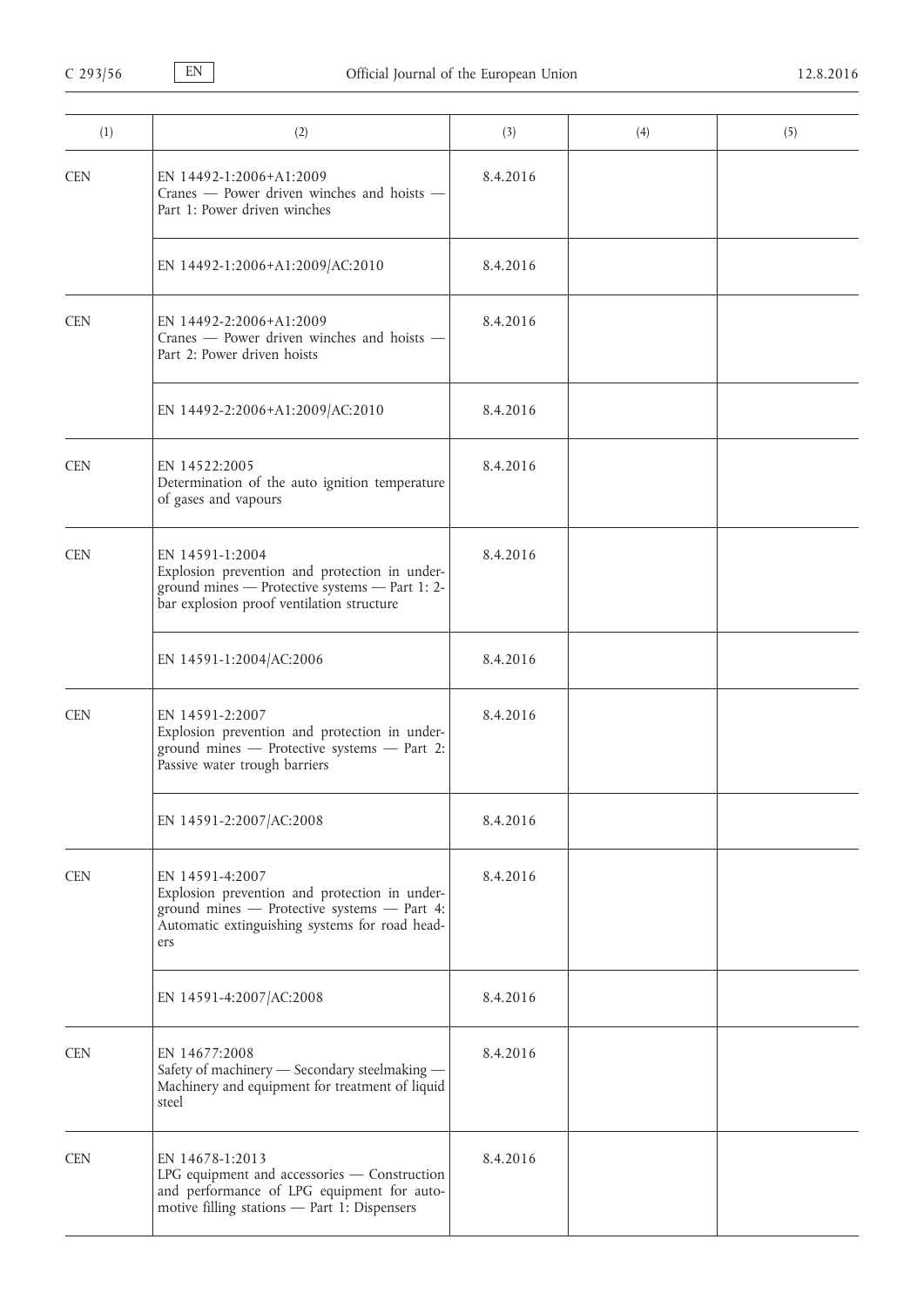| (1) | (2) | (3) | (4) | (5) |
|---|---|---|---|---|
| CEN | EN 14492-1:2006+A1:2009<br>Cranes — Power driven winches and hoists — Part 1: Power driven winches | 8.4.2016 | | |
| | EN 14492-1:2006+A1:2009/AC:2010 | 8.4.2016 | | |
| CEN | EN 14492-2:2006+A1:2009<br>Cranes — Power driven winches and hoists — Part 2: Power driven hoists | 8.4.2016 | | |
| | EN 14492-2:2006+A1:2009/AC:2010 | 8.4.2016 | | |
| CEN | EN 14522:2005<br>Determination of the auto ignition temperature of gases and vapours | 8.4.2016 | | |
| CEN | EN 14591-1:2004<br>Explosion prevention and protection in underground mines — Protective systems — Part 1: 2-bar explosion proof ventilation structure | 8.4.2016 | | |
| | EN 14591-1:2004/AC:2006 | 8.4.2016 | | |
| CEN | EN 14591-2:2007<br>Explosion prevention and protection in underground mines — Protective systems — Part 2: Passive water trough barriers | 8.4.2016 | | |
| | EN 14591-2:2007/AC:2008 | 8.4.2016 | | |
| CEN | EN 14591-4:2007<br>Explosion prevention and protection in underground mines — Protective systems — Part 4: Automatic extinguishing systems for road headers | 8.4.2016 | | |
| | EN 14591-4:2007/AC:2008 | 8.4.2016 | | |
| CEN | EN 14677:2008<br>Safety of machinery — Secondary steelmaking — Machinery and equipment for treatment of liquid steel | 8.4.2016 | | |
| CEN | EN 14678-1:2013<br>LPG equipment and accessories — Construction and performance of LPG equipment for automotive filling stations — Part 1: Dispensers | 8.4.2016 | | |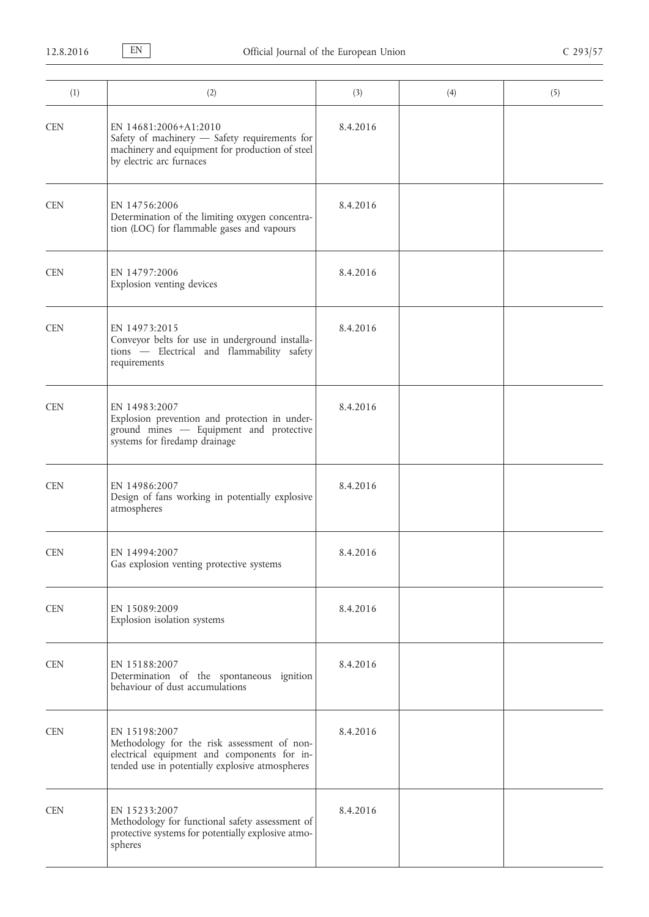| (1) | (2) | (3) | (4) | (5) |
|---|---|---|---|---|
| CEN | EN 14681:2006+A1:2010<br>Safety of machinery — Safety requirements for machinery and equipment for production of steel by electric arc furnaces | 8.4.2016 | | |
| CEN | EN 14756:2006<br>Determination of the limiting oxygen concentration (LOC) for flammable gases and vapours | 8.4.2016 | | |
| CEN | EN 14797:2006<br>Explosion venting devices | 8.4.2016 | | |
| CEN | EN 14973:2015<br>Conveyor belts for use in underground installations — Electrical and flammability safety requirements | 8.4.2016 | | |
| CEN | EN 14983:2007<br>Explosion prevention and protection in underground mines — Equipment and protective systems for firedamp drainage | 8.4.2016 | | |
| CEN | EN 14986:2007<br>Design of fans working in potentially explosive atmospheres | 8.4.2016 | | |
| CEN | EN 14994:2007<br>Gas explosion venting protective systems | 8.4.2016 | | |
| CEN | EN 15089:2009<br>Explosion isolation systems | 8.4.2016 | | |
| CEN | EN 15188:2007<br>Determination of the spontaneous ignition behaviour of dust accumulations | 8.4.2016 | | |
| CEN | EN 15198:2007<br>Methodology for the risk assessment of non-electrical equipment and components for intended use in potentially explosive atmospheres | 8.4.2016 | | |
| CEN | EN 15233:2007<br>Methodology for functional safety assessment of protective systems for potentially explosive atmospheres | 8.4.2016 | | |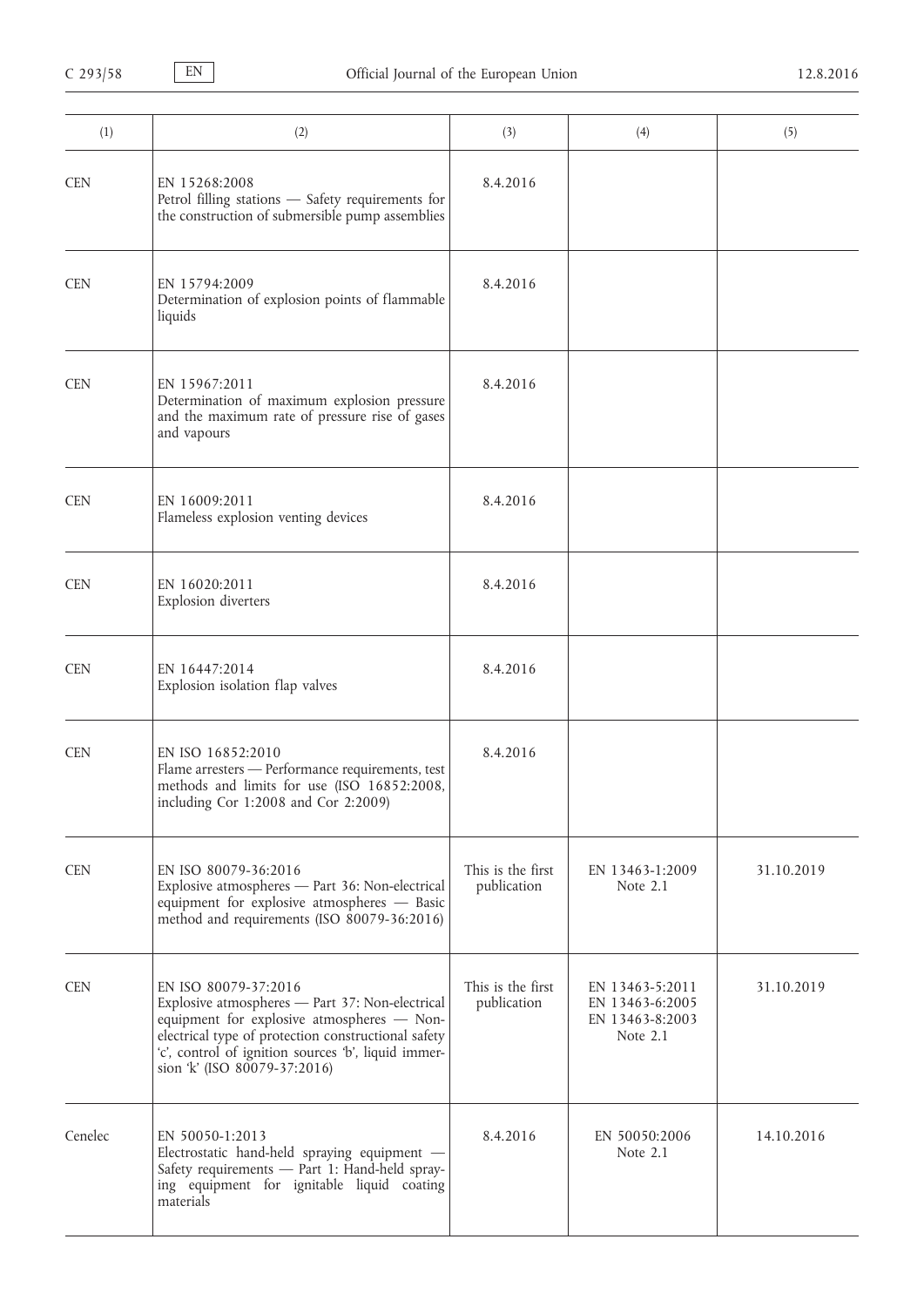| (1) | (2) | (3) | (4) | (5) |
|---|---|---|---|---|
| CEN | EN 15268:2008<br>Petrol filling stations — Safety requirements for the construction of submersible pump assemblies | 8.4.2016 | | |
| CEN | EN 15794:2009<br>Determination of explosion points of flammable liquids | 8.4.2016 | | |
| CEN | EN 15967:2011<br>Determination of maximum explosion pressure and the maximum rate of pressure rise of gases and vapours | 8.4.2016 | | |
| CEN | EN 16009:2011<br>Flameless explosion venting devices | 8.4.2016 | | |
| CEN | EN 16020:2011<br>Explosion diverters | 8.4.2016 | | |
| CEN | EN 16447:2014<br>Explosion isolation flap valves | 8.4.2016 | | |
| CEN | EN ISO 16852:2010<br>Flame arresters — Performance requirements, test methods and limits for use (ISO 16852:2008, including Cor 1:2008 and Cor 2:2009) | 8.4.2016 | | |
| CEN | EN ISO 80079-36:2016<br>Explosive atmospheres — Part 36: Non-electrical equipment for explosive atmospheres — Basic method and requirements (ISO 80079-36:2016) | This is the first publication | EN 13463-1:2009<br>Note 2.1 | 31.10.2019 |
| CEN | EN ISO 80079-37:2016<br>Explosive atmospheres — Part 37: Non-electrical equipment for explosive atmospheres — Non-electrical type of protection constructional safety 'c', control of ignition sources 'b', liquid immersion 'k' (ISO 80079-37:2016) | This is the first publication | EN 13463-5:2011<br>EN 13463-6:2005<br>EN 13463-8:2003<br>Note 2.1 | 31.10.2019 |
| Cenelec | EN 50050-1:2013<br>Electrostatic hand-held spraying equipment — Safety requirements — Part 1: Hand-held spraying equipment for ignitable liquid coating materials | 8.4.2016 | EN 50050:2006<br>Note 2.1 | 14.10.2016 |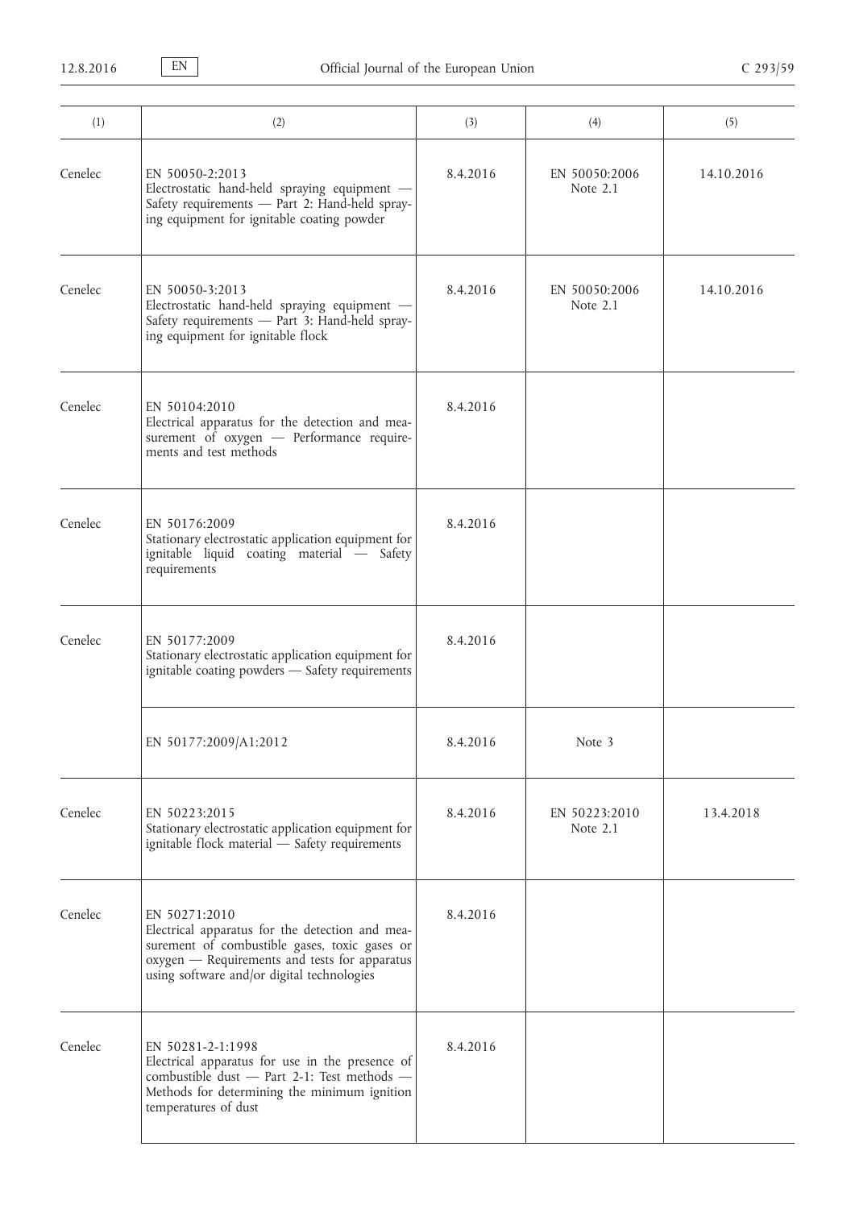| (1) | (2) | (3) | (4) | (5) |
|---|---|---|---|---|
| Cenelec | EN 50050-2:2013<br>Electrostatic hand-held spraying equipment — Safety requirements — Part 2: Hand-held spraying equipment for ignitable coating powder | 8.4.2016 | EN 50050:2006<br>Note 2.1 | 14.10.2016 |
| Cenelec | EN 50050-3:2013<br>Electrostatic hand-held spraying equipment — Safety requirements — Part 3: Hand-held spraying equipment for ignitable flock | 8.4.2016 | EN 50050:2006<br>Note 2.1 | 14.10.2016 |
| Cenelec | EN 50104:2010<br>Electrical apparatus for the detection and measurement of oxygen — Performance requirements and test methods | 8.4.2016 | | |
| Cenelec | EN 50176:2009<br>Stationary electrostatic application equipment for ignitable liquid coating material — Safety requirements | 8.4.2016 | | |
| Cenelec | EN 50177:2009<br>Stationary electrostatic application equipment for ignitable coating powders — Safety requirements | 8.4.2016 | | |
| | EN 50177:2009/A1:2012 | 8.4.2016 | Note 3 | |
| Cenelec | EN 50223:2015<br>Stationary electrostatic application equipment for ignitable flock material — Safety requirements | 8.4.2016 | EN 50223:2010<br>Note 2.1 | 13.4.2018 |
| Cenelec | EN 50271:2010<br>Electrical apparatus for the detection and measurement of combustible gases, toxic gases or oxygen — Requirements and tests for apparatus using software and/or digital technologies | 8.4.2016 | | |
| Cenelec | EN 50281-2-1:1998<br>Electrical apparatus for use in the presence of combustible dust — Part 2-1: Test methods — Methods for determining the minimum ignition temperatures of dust | 8.4.2016 | | |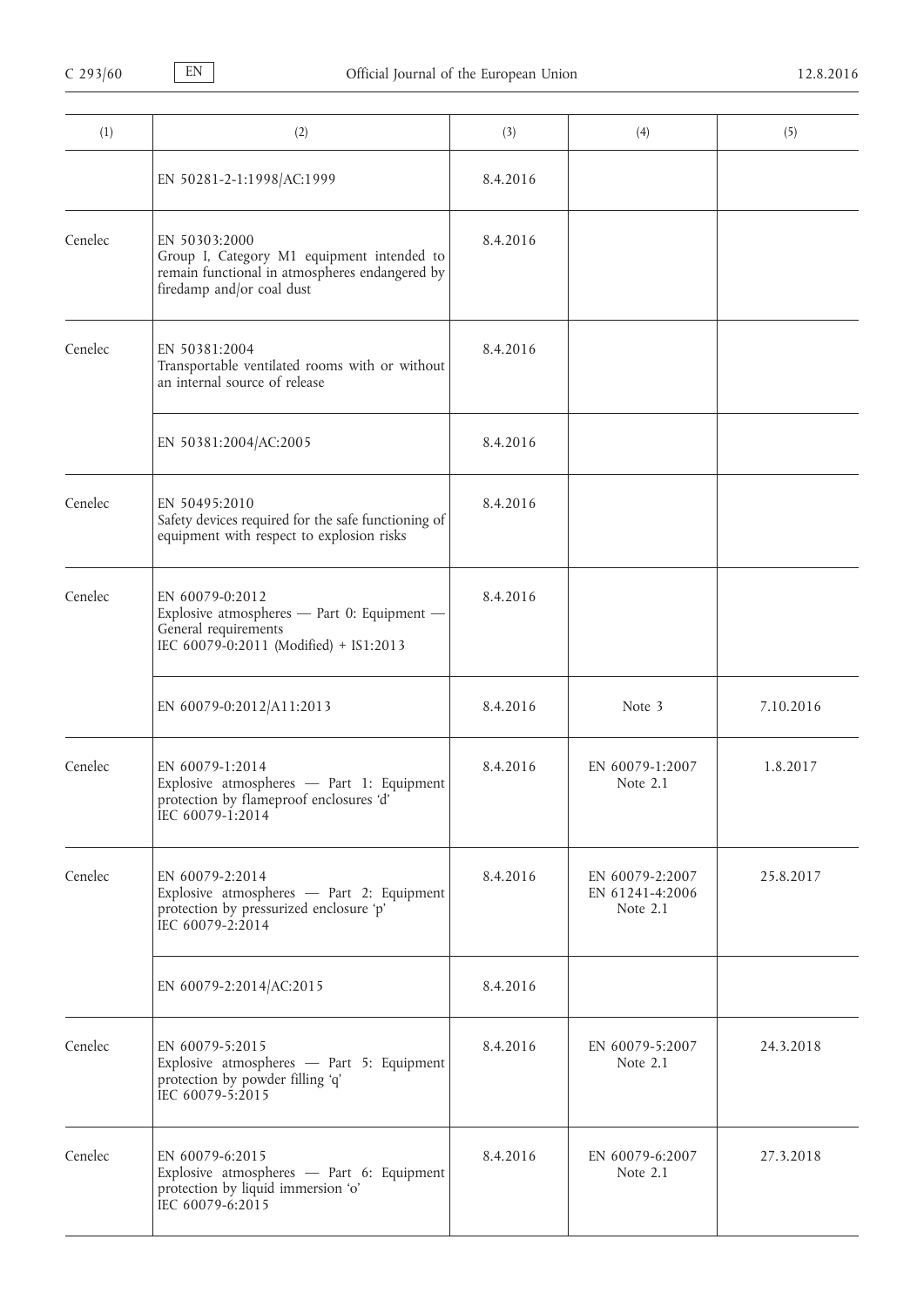| (1) | (2) | (3) | (4) | (5) |
|---|---|---|---|---|
| | EN 50281-2-1:1998/AC:1999 | 8.4.2016 | | |
| Cenelec | EN 50303:2000<br>Group I, Category M1 equipment intended to remain functional in atmospheres endangered by firedamp and/or coal dust | 8.4.2016 | | |
| Cenelec | EN 50381:2004<br>Transportable ventilated rooms with or without an internal source of release | 8.4.2016 | | |
| | EN 50381:2004/AC:2005 | 8.4.2016 | | |
| Cenelec | EN 50495:2010<br>Safety devices required for the safe functioning of equipment with respect to explosion risks | 8.4.2016 | | |
| Cenelec | EN 60079-0:2012<br>Explosive atmospheres — Part 0: Equipment — General requirements<br>IEC 60079-0:2011 (Modified) + IS1:2013 | 8.4.2016 | | |
| | EN 60079-0:2012/A11:2013 | 8.4.2016 | Note 3 | 7.10.2016 |
| Cenelec | EN 60079-1:2014<br>Explosive atmospheres — Part 1: Equipment protection by flameproof enclosures 'd'<br>IEC 60079-1:2014 | 8.4.2016 | EN 60079-1:2007<br>Note 2.1 | 1.8.2017 |
| Cenelec | EN 60079-2:2014<br>Explosive atmospheres — Part 2: Equipment protection by pressurized enclosure 'p'<br>IEC 60079-2:2014 | 8.4.2016 | EN 60079-2:2007<br>EN 61241-4:2006<br>Note 2.1 | 25.8.2017 |
| | EN 60079-2:2014/AC:2015 | 8.4.2016 | | |
| Cenelec | EN 60079-5:2015<br>Explosive atmospheres — Part 5: Equipment protection by powder filling 'q'<br>IEC 60079-5:2015 | 8.4.2016 | EN 60079-5:2007<br>Note 2.1 | 24.3.2018 |
| Cenelec | EN 60079-6:2015<br>Explosive atmospheres — Part 6: Equipment protection by liquid immersion 'o'<br>IEC 60079-6:2015 | 8.4.2016 | EN 60079-6:2007<br>Note 2.1 | 27.3.2018 |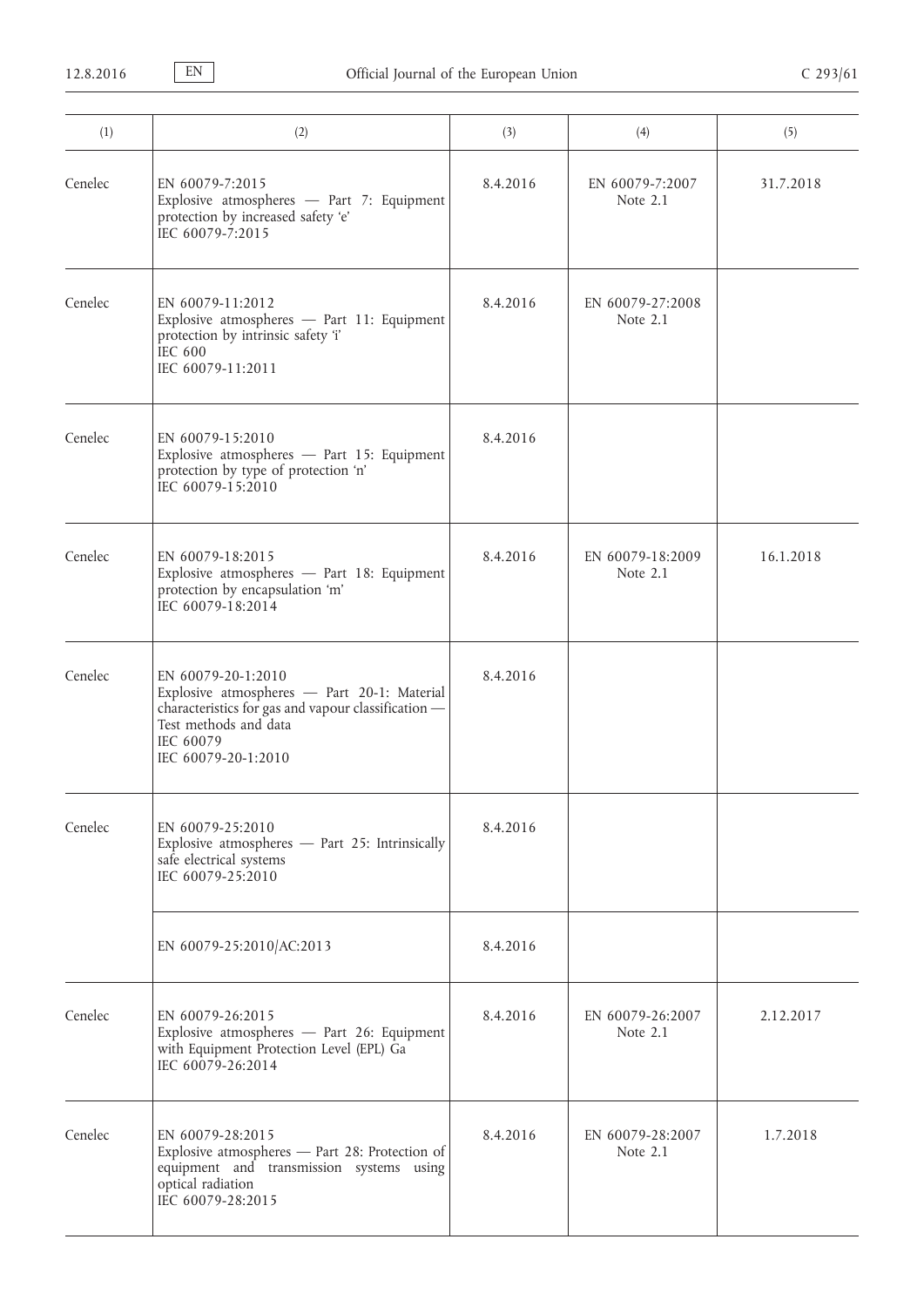| (1) | (2) | (3) | (4) | (5) |
|---|---|---|---|---|
| Cenelec | EN 60079-7:2015<br>Explosive atmospheres — Part 7: Equipment protection by increased safety 'e'<br>IEC 60079-7:2015 | 8.4.2016 | EN 60079-7:2007<br>Note 2.1 | 31.7.2018 |
| Cenelec | EN 60079-11:2012<br>Explosive atmospheres — Part 11: Equipment protection by intrinsic safety 'i'<br>IEC 600<br>IEC 60079-11:2011 | 8.4.2016 | EN 60079-27:2008<br>Note 2.1 | |
| Cenelec | EN 60079-15:2010<br>Explosive atmospheres — Part 15: Equipment protection by type of protection 'n'<br>IEC 60079-15:2010 | 8.4.2016 | | |
| Cenelec | EN 60079-18:2015<br>Explosive atmospheres — Part 18: Equipment protection by encapsulation 'm'<br>IEC 60079-18:2014 | 8.4.2016 | EN 60079-18:2009<br>Note 2.1 | 16.1.2018 |
| Cenelec | EN 60079-20-1:2010<br>Explosive atmospheres — Part 20-1: Material characteristics for gas and vapour classification — Test methods and data<br>IEC 60079<br>IEC 60079-20-1:2010 | 8.4.2016 | | |
| Cenelec | EN 60079-25:2010<br>Explosive atmospheres — Part 25: Intrinsically safe electrical systems<br>IEC 60079-25:2010 | 8.4.2016 | | |
| | EN 60079-25:2010/AC:2013 | 8.4.2016 | | |
| Cenelec | EN 60079-26:2015<br>Explosive atmospheres — Part 26: Equipment with Equipment Protection Level (EPL) Ga<br>IEC 60079-26:2014 | 8.4.2016 | EN 60079-26:2007<br>Note 2.1 | 2.12.2017 |
| Cenelec | EN 60079-28:2015<br>Explosive atmospheres — Part 28: Protection of equipment and transmission systems using optical radiation<br>IEC 60079-28:2015 | 8.4.2016 | EN 60079-28:2007<br>Note 2.1 | 1.7.2018 |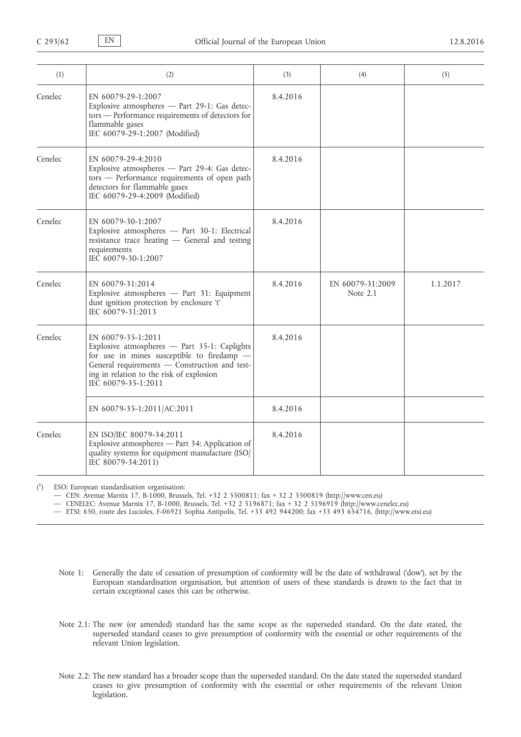| (1) | (2) | (3) | (4) | (5) |
|---|---|---|---|---|
| Cenelec | EN 60079-29-1:2007<br>Explosive atmospheres — Part 29-1: Gas detectors — Performance requirements of detectors for flammable gases<br>IEC 60079-29-1:2007 (Modified) | 8.4.2016 | | |
| Cenelec | EN 60079-29-4:2010<br>Explosive atmospheres — Part 29-4: Gas detectors — Performance requirements of open path detectors for flammable gases<br>IEC 60079-29-4:2009 (Modified) | 8.4.2016 | | |
| Cenelec | EN 60079-30-1:2007<br>Explosive atmospheres — Part 30-1: Electrical resistance trace heating — General and testing requirements<br>IEC 60079-30-1:2007 | 8.4.2016 | | |
| Cenelec | EN 60079-31:2014<br>Explosive atmospheres — Part 31: Equipment dust ignition protection by enclosure 't'<br>IEC 60079-31:2013 | 8.4.2016 | EN 60079-31:2009<br>Note 2.1 | 1.1.2017 |
| Cenelec | EN 60079-35-1:2011<br>Explosive atmospheres — Part 35-1: Caplights for use in mines susceptible to firedamp — General requirements — Construction and testing in relation to the risk of explosion<br>IEC 60079-35-1:2011 | 8.4.2016 | | |
| | EN 60079-35-1:2011/AC:2011 | 8.4.2016 | | |
| Cenelec | EN ISO/IEC 80079-34:2011<br>Explosive atmospheres — Part 34: Application of quality systems for equipment manufacture (ISO/IEC 80079-34:2011) | 8.4.2016 | | |

(1) ESO: European standardisation organisation:

- CEN: Avenue Marnix 17, B-1000, Brussels, Tel. +32 2 5500811; fax + 32 2 5500819 (http://www.cen.eu)
- CENELEC: Avenue Marnix 17, B-1000, Brussels, Tel. +32 2 5196871; fax + 32 2 5196919 (http://www.cenelec.eu)
- ETSI: 650, route des Lucioles, F-06921 Sophia Antipolis, Tel. +33 492 944200; fax +33 493 654716, (http://www.etsi.eu)

Note 1: Generally the date of cessation of presumption of conformity will be the date of withdrawal ('dow'), set by the European standardisation organisation, but attention of users of these standards is drawn to the fact that in certain exceptional cases this can be otherwise.

Note 2.1: The new (or amended) standard has the same scope as the superseded standard. On the date stated, the superseded standard ceases to give presumption of conformity with the essential or other requirements of the relevant Union legislation.

Note 2.2: The new standard has a broader scope than the superseded standard. On the date stated the superseded standard ceases to give presumption of conformity with the essential or other requirements of the relevant Union legislation.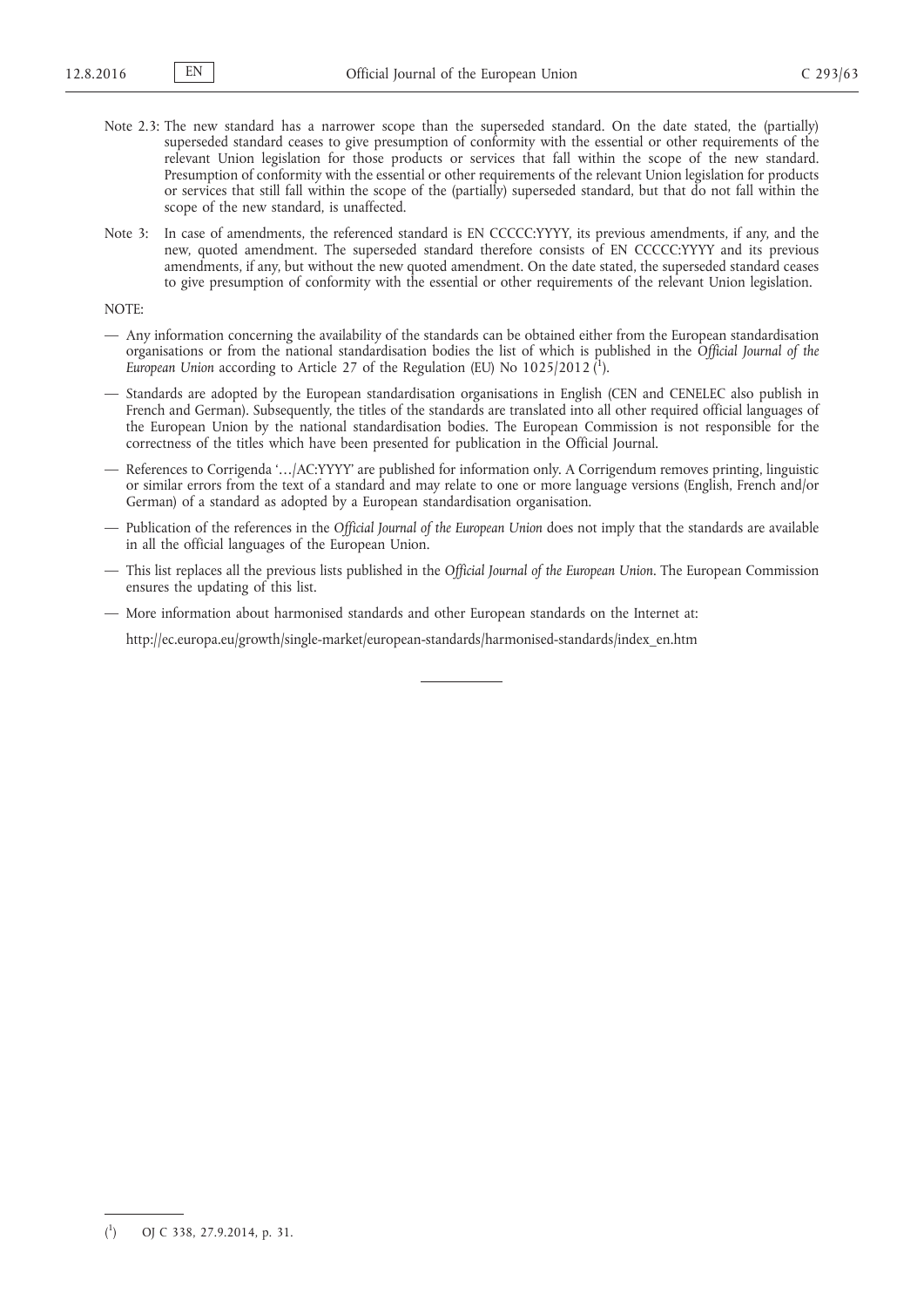Note 2.3: The new standard has a narrower scope than the superseded standard. On the date stated, the (partially) superseded standard ceases to give presumption of conformity with the essential or other requirements of the relevant Union legislation for those products or services that fall within the scope of the new standard. Presumption of conformity with the essential or other requirements of the relevant Union legislation for products or services that still fall within the scope of the (partially) superseded standard, but that do not fall within the scope of the new standard, is unaffected.

Note 3: In case of amendments, the referenced standard is EN CCCCC:YYYY, its previous amendments, if any, and the new, quoted amendment. The superseded standard therefore consists of EN CCCCC:YYYY and its previous amendments, if any, but without the new quoted amendment. On the date stated, the superseded standard ceases to give presumption of conformity with the essential or other requirements of the relevant Union legislation.

NOTE:

— Any information concerning the availability of the standards can be obtained either from the European standardisation organisations or from the national standardisation bodies the list of which is published in the *Official Journal of the European Union* according to Article 27 of the Regulation (EU) No 1025/2012 [1].

— Standards are adopted by the European standardisation organisations in English (CEN and CENELEC also publish in French and German). Subsequently, the titles of the standards are translated into all other required official languages of the European Union by the national standardisation bodies. The European Commission is not responsible for the correctness of the titles which have been presented for publication in the Official Journal.

— References to Corrigenda '…/AC:YYYY' are published for information only. A Corrigendum removes printing, linguistic or similar errors from the text of a standard and may relate to one or more language versions (English, French and/or German) of a standard as adopted by a European standardisation organisation.

— Publication of the references in the *Official Journal of the European Union* does not imply that the standards are available in all the official languages of the European Union.

— This list replaces all the previous lists published in the *Official Journal of the European Union*. The European Commission ensures the updating of this list.

— More information about harmonised standards and other European standards on the Internet at:

http://ec.europa.eu/growth/single-market/european-standards/harmonised-standards/index_en.htm

---

[1] OJ C 338, 27.9.2014, p. 31.